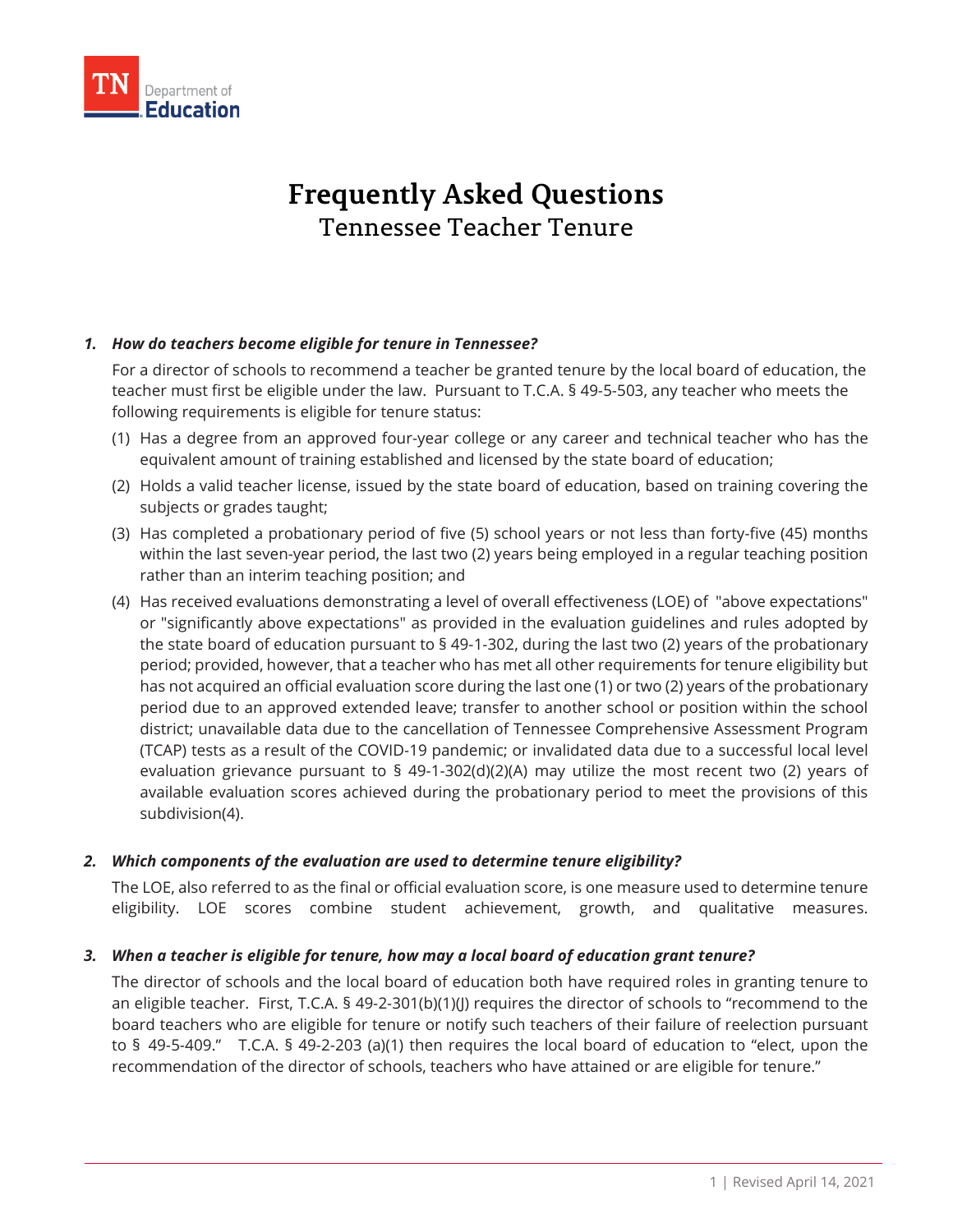# Frequently Asked Questions

## Tennessee Teacher Tenure

### 1. *How do teachers become eligible for tenure in Tennessee?*

For a director of schools to recommend a teacher be granted tenure by the local board of education, the teacher must first be eligible under the law. Pursuant to T.C.A. § 49-5-503, any teacher who meets the following requirements is eligible for tenure status:

(1) Has a degree from an approved four-year college or any career and technical teacher who has the equivalent amount of training established and licensed by the state board of education;

(2) Holds a valid teacher license, issued by the state board of education, based on training covering the subjects or grades taught;

(3) Has completed a probationary period of five (5) school years or not less than forty-five (45) months within the last seven-year period, the last two (2) years being employed in a regular teaching position rather than an interim teaching position; and

(4) Has received evaluations demonstrating a level of overall effectiveness (LOE) of "above expectations" or "significantly above expectations" as provided in the evaluation guidelines and rules adopted by the state board of education pursuant to § 49-1-302, during the last two (2) years of the probationary period; provided, however, that a teacher who has met all other requirements for tenure eligibility but has not acquired an official evaluation score during the last one (1) or two (2) years of the probationary period due to an approved extended leave; transfer to another school or position within the school district; unavailable data due to the cancellation of Tennessee Comprehensive Assessment Program (TCAP) tests as a result of the COVID-19 pandemic; or invalidated data due to a successful local level evaluation grievance pursuant to § 49-1-302(d)(2)(A) may utilize the most recent two (2) years of available evaluation scores achieved during the probationary period to meet the provisions of this subdivision(4).

### 2. *Which components of the evaluation are used to determine tenure eligibility?*

The LOE, also referred to as the final or official evaluation score, is one measure used to determine tenure eligibility. LOE scores combine student achievement, growth, and qualitative measures.

### 3. *When a teacher is eligible for tenure, how may a local board of education grant tenure?*

The director of schools and the local board of education both have required roles in granting tenure to an eligible teacher. First, T.C.A. § 49-2-301(b)(1)(J) requires the director of schools to "recommend to the board teachers who are eligible for tenure or notify such teachers of their failure of reelection pursuant to § 49-5-409." T.C.A. § 49-2-203 (a)(1) then requires the local board of education to "elect, upon the recommendation of the director of schools, teachers who have attained or are eligible for tenure."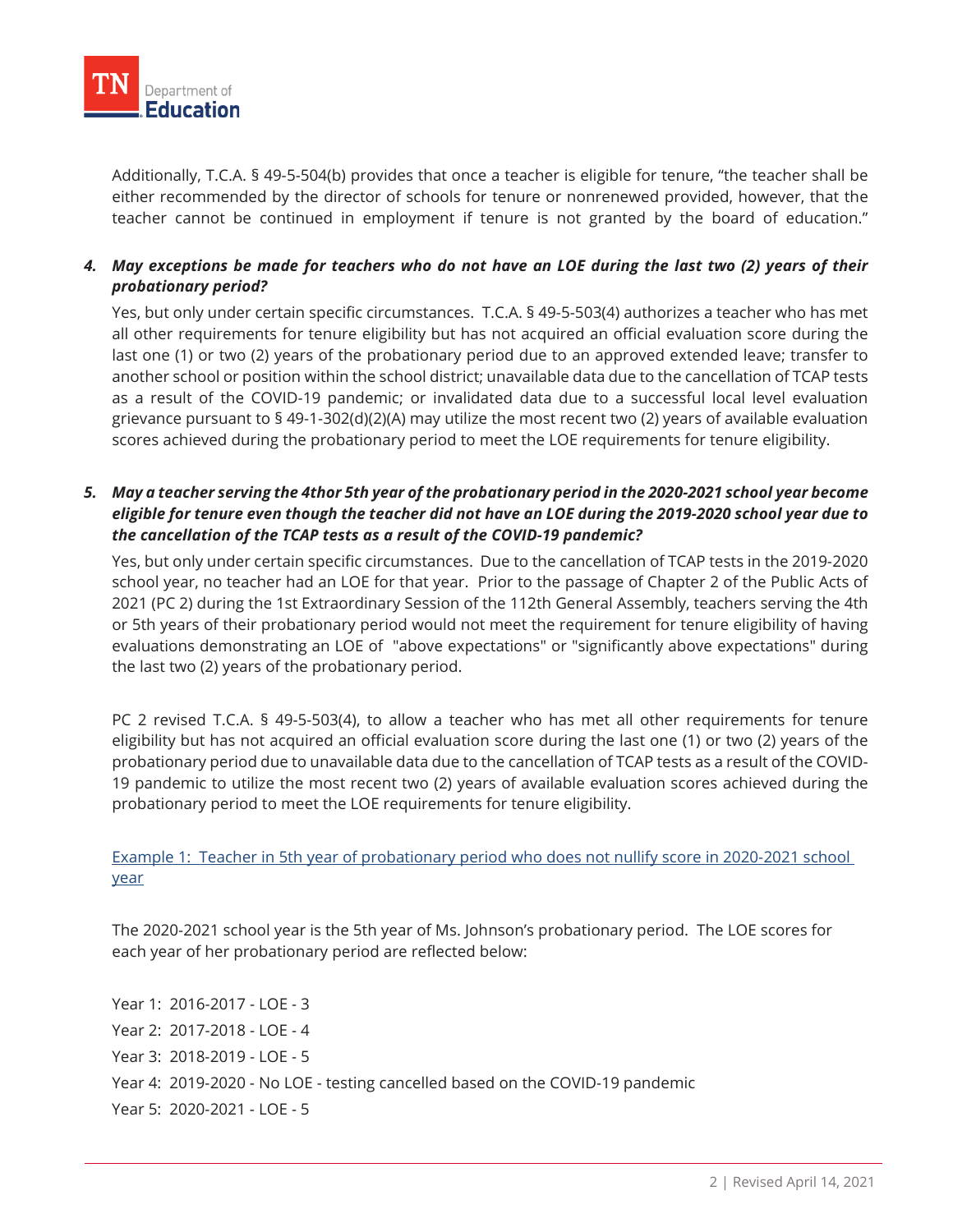Additionally, T.C.A. § 49-5-504(b) provides that once a teacher is eligible for tenure, "the teacher shall be either recommended by the director of schools for tenure or nonrenewed provided, however, that the teacher cannot be continued in employment if tenure is not granted by the board of education."

4. ***May exceptions be made for teachers who do not have an LOE during the last two (2) years of their probationary period?***

   Yes, but only under certain specific circumstances. T.C.A. § 49-5-503(4) authorizes a teacher who has met all other requirements for tenure eligibility but has not acquired an official evaluation score during the last one (1) or two (2) years of the probationary period due to an approved extended leave; transfer to another school or position within the school district; unavailable data due to the cancellation of TCAP tests as a result of the COVID-19 pandemic; or invalidated data due to a successful local level evaluation grievance pursuant to § 49-1-302(d)(2)(A) may utilize the most recent two (2) years of available evaluation scores achieved during the probationary period to meet the LOE requirements for tenure eligibility.

5. ***May a teacher serving the 4thor 5th year of the probationary period in the 2020-2021 school year become eligible for tenure even though the teacher did not have an LOE during the 2019-2020 school year due to the cancellation of the TCAP tests as a result of the COVID-19 pandemic?***

   Yes, but only under certain specific circumstances. Due to the cancellation of TCAP tests in the 2019-2020 school year, no teacher had an LOE for that year. Prior to the passage of Chapter 2 of the Public Acts of 2021 (PC 2) during the 1st Extraordinary Session of the 112th General Assembly, teachers serving the 4th or 5th years of their probationary period would not meet the requirement for tenure eligibility of having evaluations demonstrating an LOE of "above expectations" or "significantly above expectations" during the last two (2) years of the probationary period.

   PC 2 revised T.C.A. § 49-5-503(4), to allow a teacher who has met all other requirements for tenure eligibility but has not acquired an official evaluation score during the last one (1) or two (2) years of the probationary period due to unavailable data due to the cancellation of TCAP tests as a result of the COVID-19 pandemic to utilize the most recent two (2) years of available evaluation scores achieved during the probationary period to meet the LOE requirements for tenure eligibility.

   Example 1: Teacher in 5th year of probationary period who does not nullify score in 2020-2021 school year

   The 2020-2021 school year is the 5th year of Ms. Johnson's probationary period. The LOE scores for each year of her probationary period are reflected below:

   Year 1: 2016-2017 - LOE - 3

   Year 2: 2017-2018 - LOE - 4

   Year 3: 2018-2019 - LOE - 5

   Year 4: 2019-2020 - No LOE - testing cancelled based on the COVID-19 pandemic

   Year 5: 2020-2021 - LOE - 5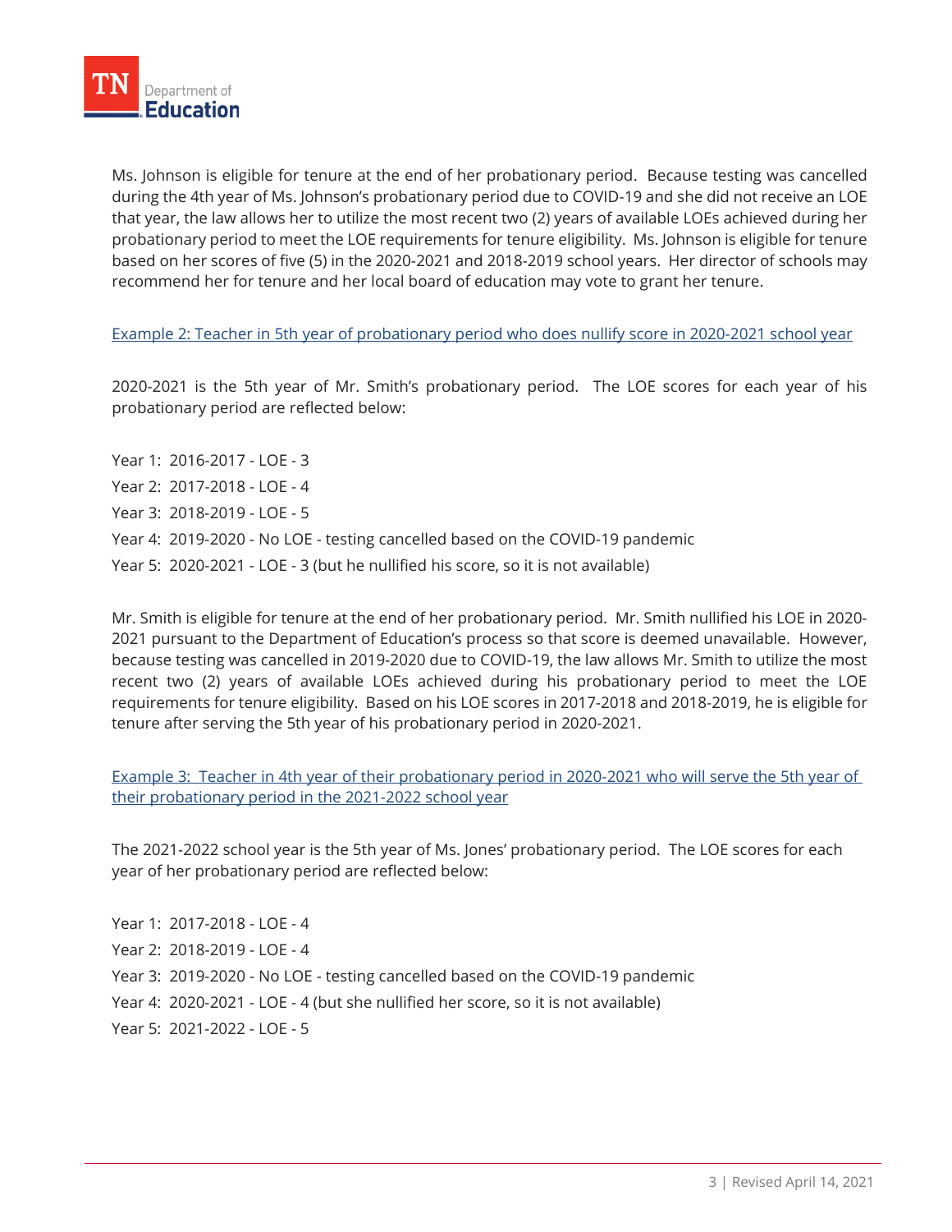Ms. Johnson is eligible for tenure at the end of her probationary period. Because testing was cancelled during the 4th year of Ms. Johnson's probationary period due to COVID-19 and she did not receive an LOE that year, the law allows her to utilize the most recent two (2) years of available LOEs achieved during her probationary period to meet the LOE requirements for tenure eligibility. Ms. Johnson is eligible for tenure based on her scores of five (5) in the 2020-2021 and 2018-2019 school years. Her director of schools may recommend her for tenure and her local board of education may vote to grant her tenure.

### Example 2: Teacher in 5th year of probationary period who does nullify score in 2020-2021 school year

2020-2021 is the 5th year of Mr. Smith's probationary period. The LOE scores for each year of his probationary period are reflected below:

Year 1: 2016-2017 - LOE - 3

Year 2: 2017-2018 - LOE - 4

Year 3: 2018-2019 - LOE - 5

Year 4: 2019-2020 - No LOE - testing cancelled based on the COVID-19 pandemic

Year 5: 2020-2021 - LOE - 3 (but he nullified his score, so it is not available)

Mr. Smith is eligible for tenure at the end of her probationary period. Mr. Smith nullified his LOE in 2020-2021 pursuant to the Department of Education's process so that score is deemed unavailable. However, because testing was cancelled in 2019-2020 due to COVID-19, the law allows Mr. Smith to utilize the most recent two (2) years of available LOEs achieved during his probationary period to meet the LOE requirements for tenure eligibility. Based on his LOE scores in 2017-2018 and 2018-2019, he is eligible for tenure after serving the 5th year of his probationary period in 2020-2021.

### Example 3: Teacher in 4th year of their probationary period in 2020-2021 who will serve the 5th year of their probationary period in the 2021-2022 school year

The 2021-2022 school year is the 5th year of Ms. Jones' probationary period. The LOE scores for each year of her probationary period are reflected below:

Year 1: 2017-2018 - LOE - 4

Year 2: 2018-2019 - LOE - 4

Year 3: 2019-2020 - No LOE - testing cancelled based on the COVID-19 pandemic

Year 4: 2020-2021 - LOE - 4 (but she nullified her score, so it is not available)

Year 5: 2021-2022 - LOE - 5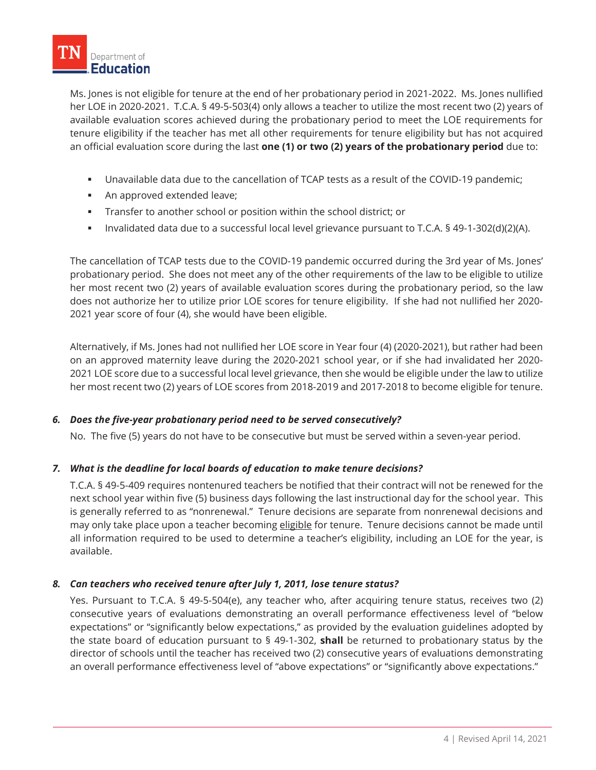Ms. Jones is not eligible for tenure at the end of her probationary period in 2021-2022. Ms. Jones nullified her LOE in 2020-2021. T.C.A. § 49-5-503(4) only allows a teacher to utilize the most recent two (2) years of available evaluation scores achieved during the probationary period to meet the LOE requirements for tenure eligibility if the teacher has met all other requirements for tenure eligibility but has not acquired an official evaluation score during the last **one (1) or two (2) years of the probationary period** due to:

- Unavailable data due to the cancellation of TCAP tests as a result of the COVID-19 pandemic;
- An approved extended leave;
- Transfer to another school or position within the school district; or
- Invalidated data due to a successful local level grievance pursuant to T.C.A. § 49-1-302(d)(2)(A).

The cancellation of TCAP tests due to the COVID-19 pandemic occurred during the 3rd year of Ms. Jones' probationary period. She does not meet any of the other requirements of the law to be eligible to utilize her most recent two (2) years of available evaluation scores during the probationary period, so the law does not authorize her to utilize prior LOE scores for tenure eligibility. If she had not nullified her 2020-2021 year score of four (4), she would have been eligible.

Alternatively, if Ms. Jones had not nullified her LOE score in Year four (4) (2020-2021), but rather had been on an approved maternity leave during the 2020-2021 school year, or if she had invalidated her 2020-2021 LOE score due to a successful local level grievance, then she would be eligible under the law to utilize her most recent two (2) years of LOE scores from 2018-2019 and 2017-2018 to become eligible for tenure.

### 6. *Does the five-year probationary period need to be served consecutively?*

No. The five (5) years do not have to be consecutive but must be served within a seven-year period.

### 7. *What is the deadline for local boards of education to make tenure decisions?*

T.C.A. § 49-5-409 requires nontenured teachers be notified that their contract will not be renewed for the next school year within five (5) business days following the last instructional day for the school year. This is generally referred to as "nonrenewal." Tenure decisions are separate from nonrenewal decisions and may only take place upon a teacher becoming eligible for tenure. Tenure decisions cannot be made until all information required to be used to determine a teacher's eligibility, including an LOE for the year, is available.

### 8. *Can teachers who received tenure after July 1, 2011, lose tenure status?*

Yes. Pursuant to T.C.A. § 49-5-504(e), any teacher who, after acquiring tenure status, receives two (2) consecutive years of evaluations demonstrating an overall performance effectiveness level of "below expectations" or "significantly below expectations," as provided by the evaluation guidelines adopted by the state board of education pursuant to § 49-1-302, **shall** be returned to probationary status by the director of schools until the teacher has received two (2) consecutive years of evaluations demonstrating an overall performance effectiveness level of "above expectations" or "significantly above expectations."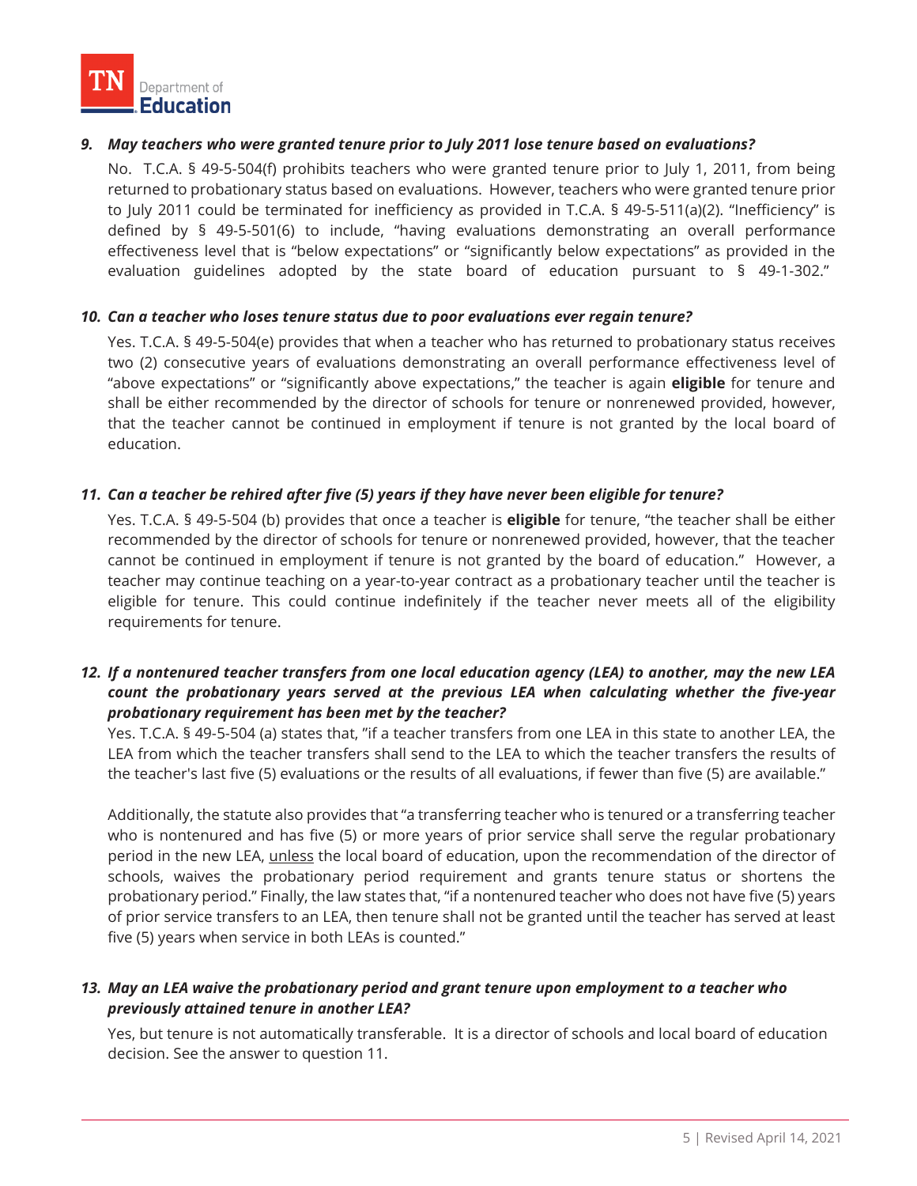***9. May teachers who were granted tenure prior to July 2011 lose tenure based on evaluations?***

No. T.C.A. § 49-5-504(f) prohibits teachers who were granted tenure prior to July 1, 2011, from being returned to probationary status based on evaluations. However, teachers who were granted tenure prior to July 2011 could be terminated for inefficiency as provided in T.C.A. § 49-5-511(a)(2). "Inefficiency" is defined by § 49-5-501(6) to include, "having evaluations demonstrating an overall performance effectiveness level that is "below expectations" or "significantly below expectations" as provided in the evaluation guidelines adopted by the state board of education pursuant to § 49-1-302."

***10. Can a teacher who loses tenure status due to poor evaluations ever regain tenure?***

Yes. T.C.A. § 49-5-504(e) provides that when a teacher who has returned to probationary status receives two (2) consecutive years of evaluations demonstrating an overall performance effectiveness level of "above expectations" or "significantly above expectations," the teacher is again **eligible** for tenure and shall be either recommended by the director of schools for tenure or nonrenewed provided, however, that the teacher cannot be continued in employment if tenure is not granted by the local board of education.

***11. Can a teacher be rehired after five (5) years if they have never been eligible for tenure?***

Yes. T.C.A. § 49-5-504 (b) provides that once a teacher is **eligible** for tenure, "the teacher shall be either recommended by the director of schools for tenure or nonrenewed provided, however, that the teacher cannot be continued in employment if tenure is not granted by the board of education." However, a teacher may continue teaching on a year-to-year contract as a probationary teacher until the teacher is eligible for tenure. This could continue indefinitely if the teacher never meets all of the eligibility requirements for tenure.

***12. If a nontenured teacher transfers from one local education agency (LEA) to another, may the new LEA count the probationary years served at the previous LEA when calculating whether the five-year probationary requirement has been met by the teacher?***

Yes. T.C.A. § 49-5-504 (a) states that, "if a teacher transfers from one LEA in this state to another LEA, the LEA from which the teacher transfers shall send to the LEA to which the teacher transfers the results of the teacher's last five (5) evaluations or the results of all evaluations, if fewer than five (5) are available."

Additionally, the statute also provides that "a transferring teacher who is tenured or a transferring teacher who is nontenured and has five (5) or more years of prior service shall serve the regular probationary period in the new LEA, <u>unless</u> the local board of education, upon the recommendation of the director of schools, waives the probationary period requirement and grants tenure status or shortens the probationary period." Finally, the law states that, "if a nontenured teacher who does not have five (5) years of prior service transfers to an LEA, then tenure shall not be granted until the teacher has served at least five (5) years when service in both LEAs is counted."

***13. May an LEA waive the probationary period and grant tenure upon employment to a teacher who previously attained tenure in another LEA?***

Yes, but tenure is not automatically transferable. It is a director of schools and local board of education decision. See the answer to question 11.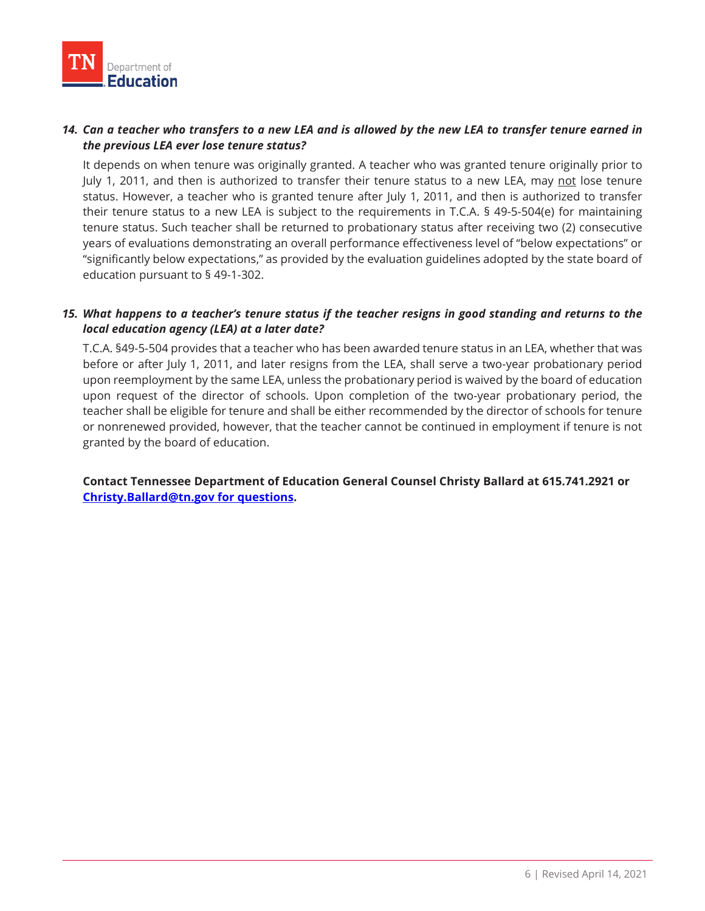14. ***Can a teacher who transfers to a new LEA and is allowed by the new LEA to transfer tenure earned in the previous LEA ever lose tenure status?***

    It depends on when tenure was originally granted. A teacher who was granted tenure originally prior to July 1, 2011, and then is authorized to transfer their tenure status to a new LEA, may <u>not</u> lose tenure status. However, a teacher who is granted tenure after July 1, 2011, and then is authorized to transfer their tenure status to a new LEA is subject to the requirements in T.C.A. § 49-5-504(e) for maintaining tenure status. Such teacher shall be returned to probationary status after receiving two (2) consecutive years of evaluations demonstrating an overall performance effectiveness level of "below expectations" or "significantly below expectations," as provided by the evaluation guidelines adopted by the state board of education pursuant to § 49-1-302.

15. ***What happens to a teacher's tenure status if the teacher resigns in good standing and returns to the local education agency (LEA) at a later date?***

    T.C.A. §49-5-504 provides that a teacher who has been awarded tenure status in an LEA, whether that was before or after July 1, 2011, and later resigns from the LEA, shall serve a two-year probationary period upon reemployment by the same LEA, unless the probationary period is waived by the board of education upon request of the director of schools. Upon completion of the two-year probationary period, the teacher shall be eligible for tenure and shall be either recommended by the director of schools for tenure or nonrenewed provided, however, that the teacher cannot be continued in employment if tenure is not granted by the board of education.

**Contact Tennessee Department of Education General Counsel Christy Ballard at 615.741.2921 or [Christy.Ballard@tn.gov for questions](mailto:Christy.Ballard@tn.gov).**